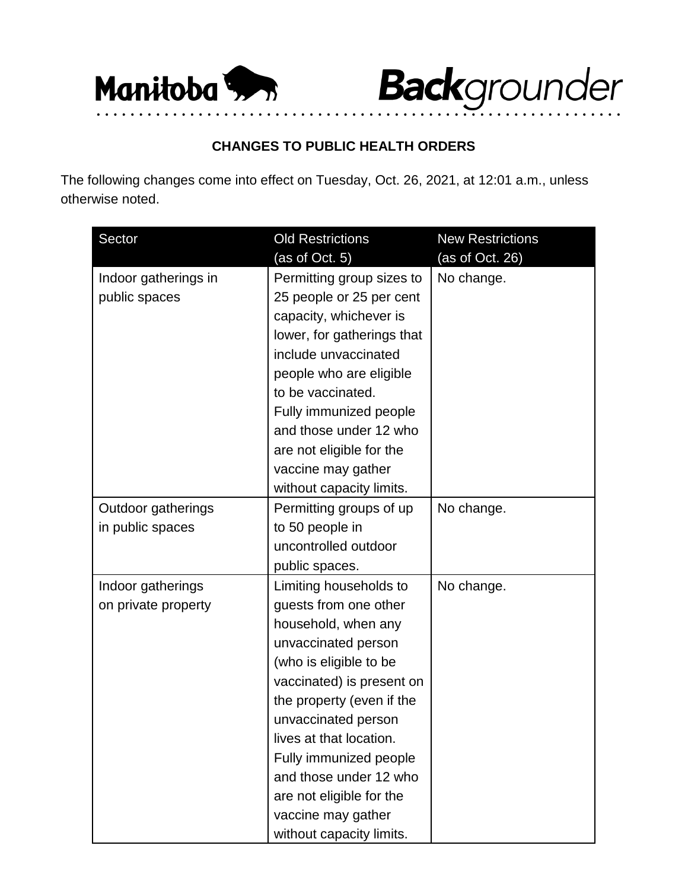Manitoba **Back**grounder

## CHANGES TO PUBLIC HEALTH ORDERS

The following changes come into effect on Tuesday, Oct. 26, 2021, at 12:01 a.m., unless otherwise noted.

| Sector | Old Restrictions (as of Oct. 5) | New Restrictions (as of Oct. 26) |
|---|---|---|
| Indoor gatherings in public spaces | Permitting group sizes to 25 people or 25 per cent capacity, whichever is lower, for gatherings that include unvaccinated people who are eligible to be vaccinated. Fully immunized people and those under 12 who are not eligible for the vaccine may gather without capacity limits. | No change. |
| Outdoor gatherings in public spaces | Permitting groups of up to 50 people in uncontrolled outdoor public spaces. | No change. |
| Indoor gatherings on private property | Limiting households to guests from one other household, when any unvaccinated person (who is eligible to be vaccinated) is present on the property (even if the unvaccinated person lives at that location. Fully immunized people and those under 12 who are not eligible for the vaccine may gather without capacity limits. | No change. |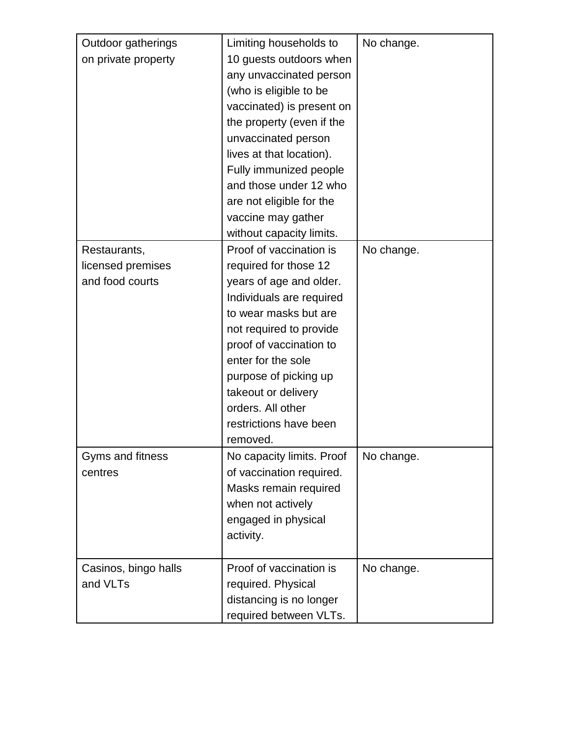| Outdoor gatherings on private property | Limiting households to 10 guests outdoors when any unvaccinated person (who is eligible to be vaccinated) is present on the property (even if the unvaccinated person lives at that location). Fully immunized people and those under 12 who are not eligible for the vaccine may gather without capacity limits. | No change. |
|---|---|---|
| Restaurants, licensed premises and food courts | Proof of vaccination is required for those 12 years of age and older. Individuals are required to wear masks but are not required to provide proof of vaccination to enter for the sole purpose of picking up takeout or delivery orders. All other restrictions have been removed. | No change. |
| Gyms and fitness centres | No capacity limits. Proof of vaccination required. Masks remain required when not actively engaged in physical activity. | No change. |
| Casinos, bingo halls and VLTs | Proof of vaccination is required. Physical distancing is no longer required between VLTs. | No change. |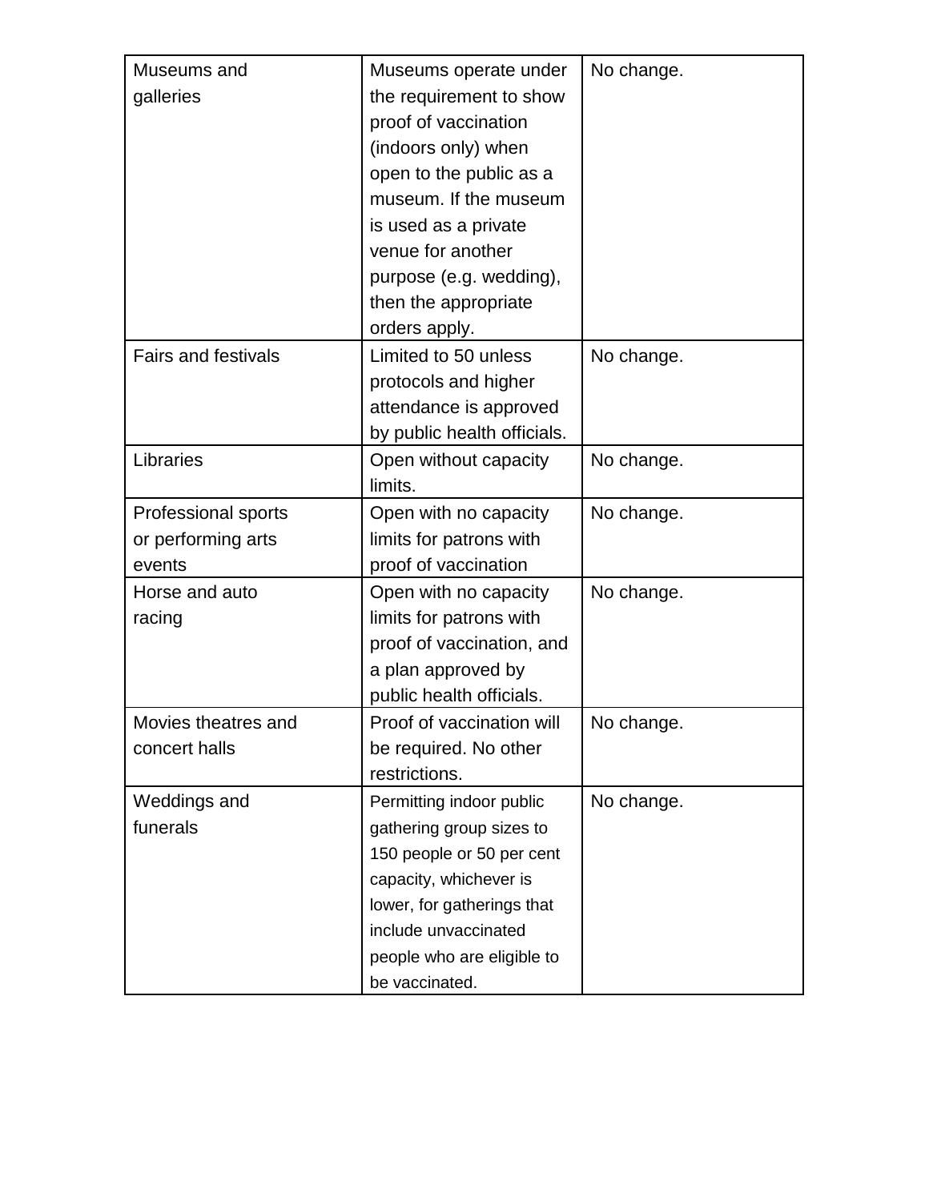| | | |
|---|---|---|
| Museums and galleries | Museums operate under the requirement to show proof of vaccination (indoors only) when open to the public as a museum. If the museum is used as a private venue for another purpose (e.g. wedding), then the appropriate orders apply. | No change. |
| Fairs and festivals | Limited to 50 unless protocols and higher attendance is approved by public health officials. | No change. |
| Libraries | Open without capacity limits. | No change. |
| Professional sports or performing arts events | Open with no capacity limits for patrons with proof of vaccination | No change. |
| Horse and auto racing | Open with no capacity limits for patrons with proof of vaccination, and a plan approved by public health officials. | No change. |
| Movies theatres and concert halls | Proof of vaccination will be required. No other restrictions. | No change. |
| Weddings and funerals | Permitting indoor public gathering group sizes to 150 people or 50 per cent capacity, whichever is lower, for gatherings that include unvaccinated people who are eligible to be vaccinated. | No change. |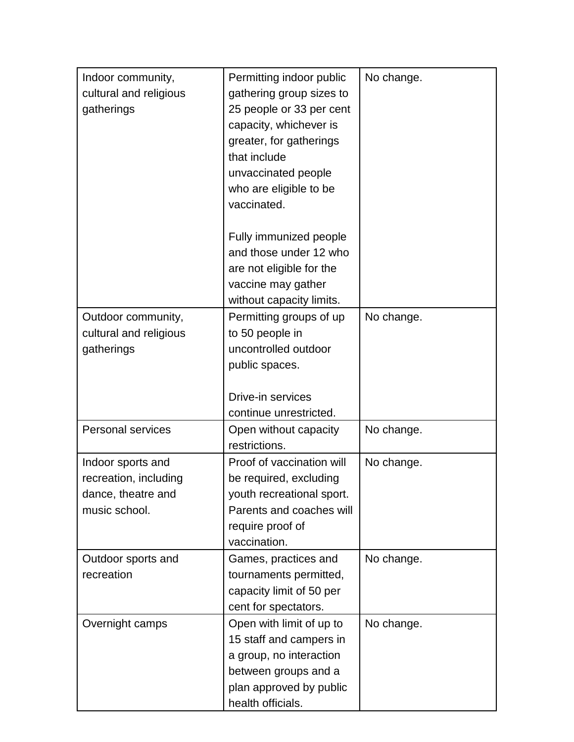| | | |
|---|---|---|
| Indoor community, cultural and religious gatherings | Permitting indoor public gathering group sizes to 25 people or 33 per cent capacity, whichever is greater, for gatherings that include unvaccinated people who are eligible to be vaccinated.<br><br>Fully immunized people and those under 12 who are not eligible for the vaccine may gather without capacity limits. | No change. |
| Outdoor community, cultural and religious gatherings | Permitting groups of up to 50 people in uncontrolled outdoor public spaces.<br><br>Drive-in services continue unrestricted. | No change. |
| Personal services | Open without capacity restrictions. | No change. |
| Indoor sports and recreation, including dance, theatre and music school. | Proof of vaccination will be required, excluding youth recreational sport. Parents and coaches will require proof of vaccination. | No change. |
| Outdoor sports and recreation | Games, practices and tournaments permitted, capacity limit of 50 per cent for spectators. | No change. |
| Overnight camps | Open with limit of up to 15 staff and campers in a group, no interaction between groups and a plan approved by public health officials. | No change. |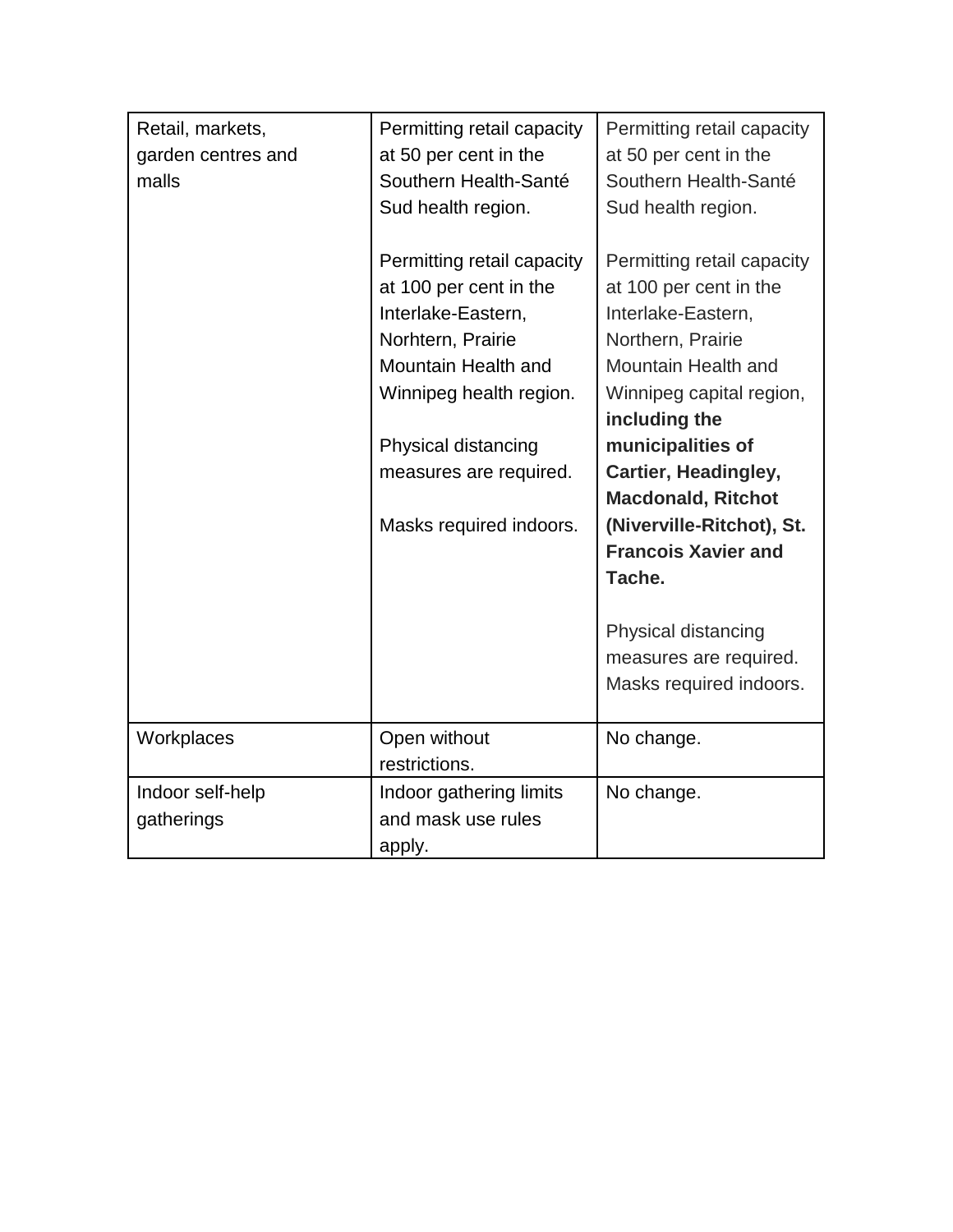| | | |
|---|---|---|
| Retail, markets, garden centres and malls | Permitting retail capacity at 50 per cent in the Southern Health-Santé Sud health region.<br><br>Permitting retail capacity at 100 per cent in the Interlake-Eastern, Norhtern, Prairie Mountain Health and Winnipeg health region.<br><br>Physical distancing measures are required.<br><br>Masks required indoors. | Permitting retail capacity at 50 per cent in the Southern Health-Santé Sud health region.<br><br>Permitting retail capacity at 100 per cent in the Interlake-Eastern, Northern, Prairie Mountain Health and Winnipeg capital region, **including the municipalities of Cartier, Headingley, Macdonald, Ritchot (Niverville-Ritchot), St. Francois Xavier and Tache.**<br><br>Physical distancing measures are required. Masks required indoors. |
| Workplaces | Open without restrictions. | No change. |
| Indoor self-help gatherings | Indoor gathering limits and mask use rules apply. | No change. |